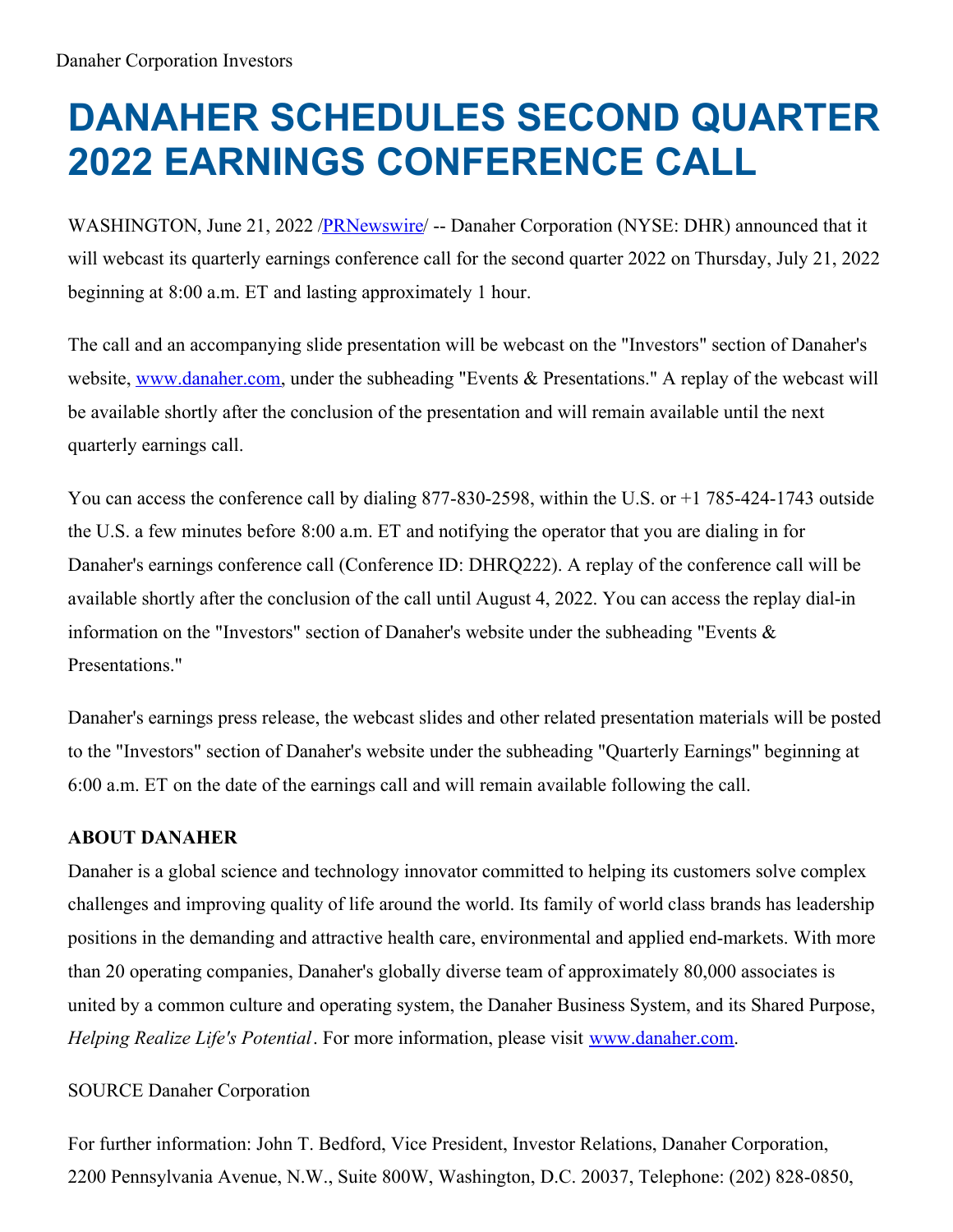Danaher Corporation Investors

# DANAHER SCHEDULES SECOND QUARTER 2022 EARNINGS CONFERENCE CALL

WASHINGTON, June 21, 2022 /PRNewswire/ -- Danaher Corporation (NYSE: DHR) announced that it will webcast its quarterly earnings conference call for the second quarter 2022 on Thursday, July 21, 2022 beginning at 8:00 a.m. ET and lasting approximately 1 hour.

The call and an accompanying slide presentation will be webcast on the "Investors" section of Danaher's website, www.danaher.com, under the subheading "Events & Presentations." A replay of the webcast will be available shortly after the conclusion of the presentation and will remain available until the next quarterly earnings call.

You can access the conference call by dialing 877-830-2598, within the U.S. or +1 785-424-1743 outside the U.S. a few minutes before 8:00 a.m. ET and notifying the operator that you are dialing in for Danaher's earnings conference call (Conference ID: DHRQ222). A replay of the conference call will be available shortly after the conclusion of the call until August 4, 2022. You can access the replay dial-in information on the "Investors" section of Danaher's website under the subheading "Events & Presentations."

Danaher's earnings press release, the webcast slides and other related presentation materials will be posted to the "Investors" section of Danaher's website under the subheading "Quarterly Earnings" beginning at 6:00 a.m. ET on the date of the earnings call and will remain available following the call.

**ABOUT DANAHER**

Danaher is a global science and technology innovator committed to helping its customers solve complex challenges and improving quality of life around the world. Its family of world class brands has leadership positions in the demanding and attractive health care, environmental and applied end-markets. With more than 20 operating companies, Danaher's globally diverse team of approximately 80,000 associates is united by a common culture and operating system, the Danaher Business System, and its Shared Purpose, *Helping Realize Life's Potential*. For more information, please visit www.danaher.com.

SOURCE Danaher Corporation

For further information: John T. Bedford, Vice President, Investor Relations, Danaher Corporation, 2200 Pennsylvania Avenue, N.W., Suite 800W, Washington, D.C. 20037, Telephone: (202) 828-0850,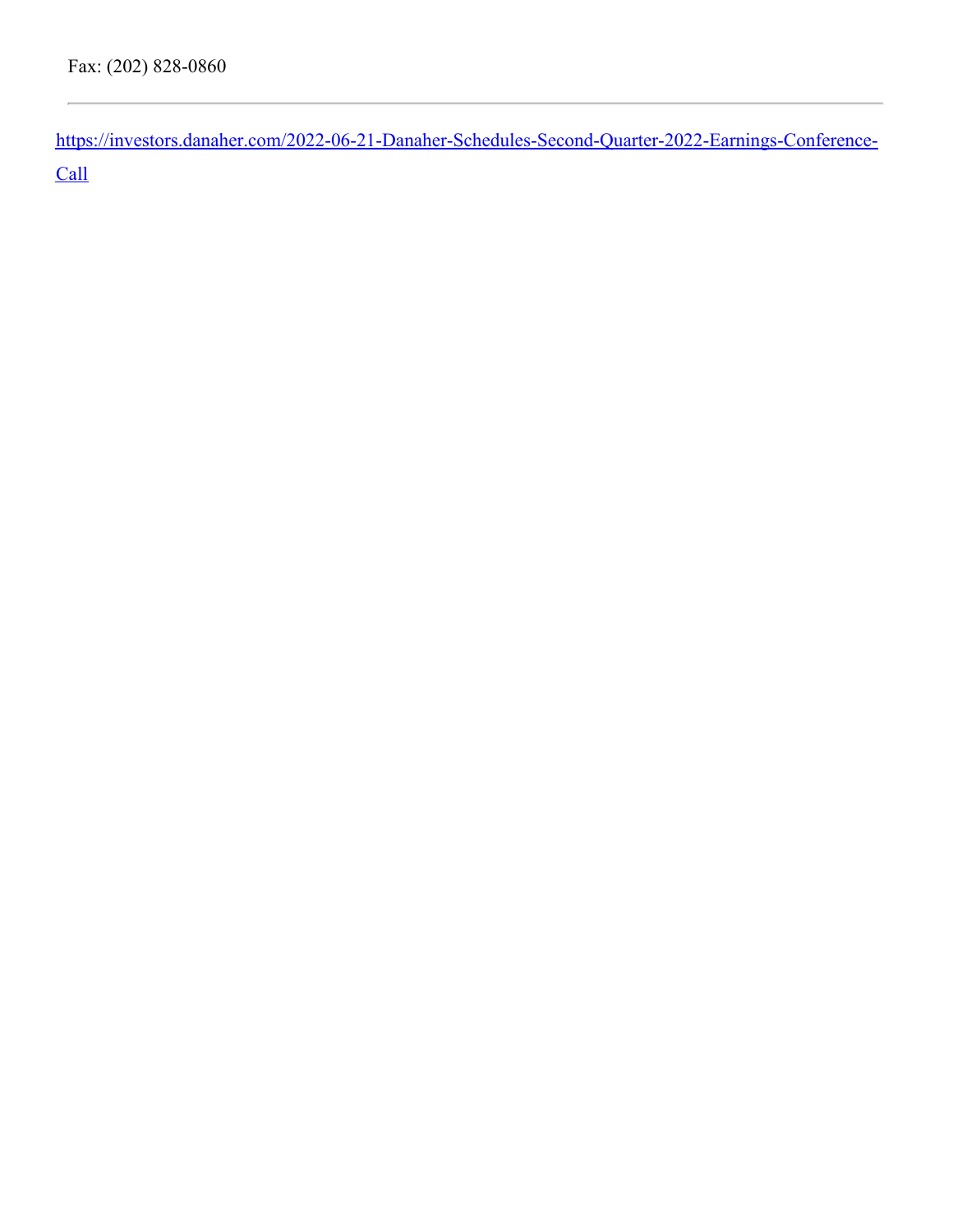Fax: (202) 828-0860

---

https://investors.danaher.com/2022-06-21-Danaher-Schedules-Second-Quarter-2022-Earnings-Conference-Call